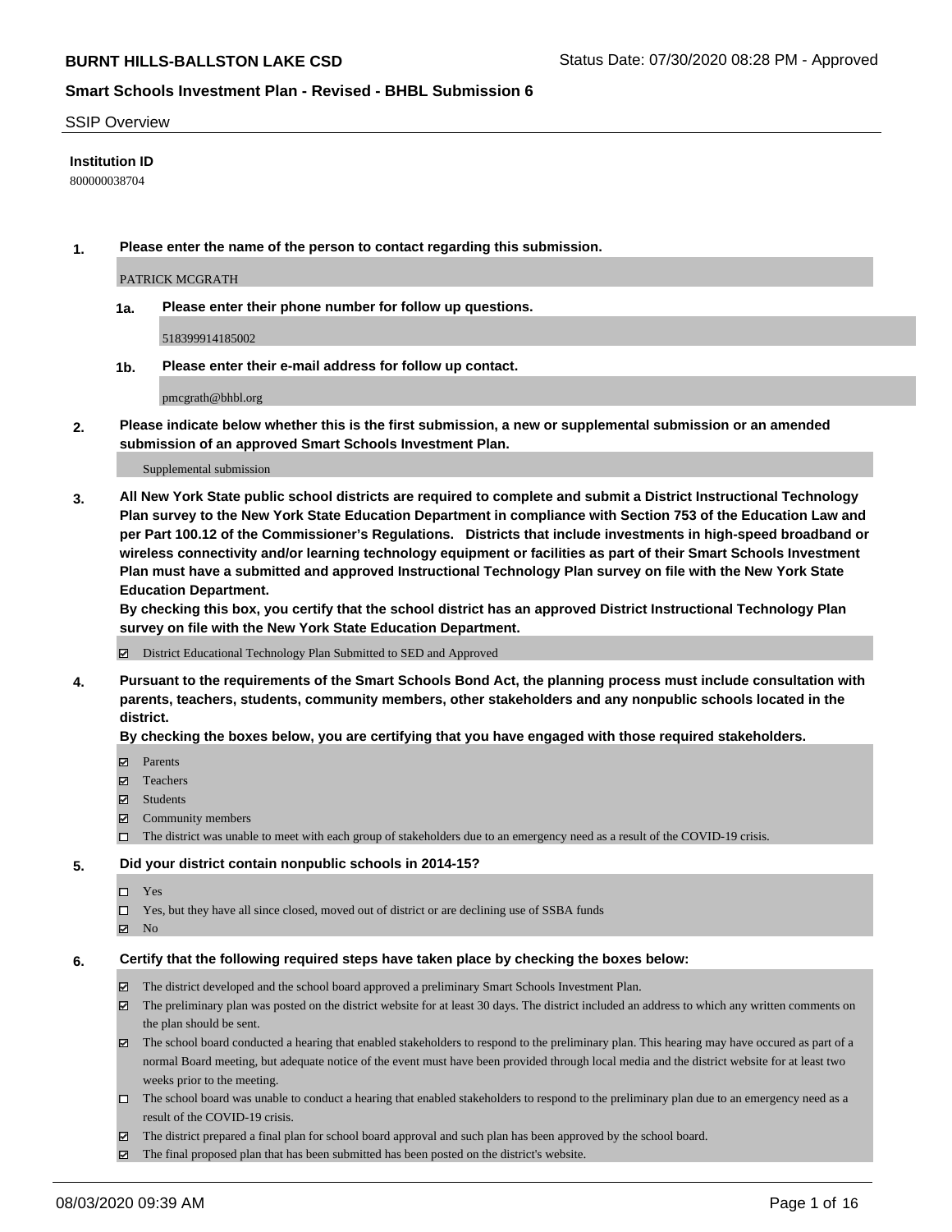## SSIP Overview

**Institution ID**

800000038704

**1. Please enter the name of the person to contact regarding this submission.**

PATRICK MCGRATH

**1a. Please enter their phone number for follow up questions.**

518399914185002

**1b. Please enter their e-mail address for follow up contact.**

pmcgrath@bhbl.org

**2. Please indicate below whether this is the first submission, a new or supplemental submission or an amended submission of an approved Smart Schools Investment Plan.**

Supplemental submission

**3. All New York State public school districts are required to complete and submit a District Instructional Technology Plan survey to the New York State Education Department in compliance with Section 753 of the Education Law and per Part 100.12 of the Commissioner's Regulations. Districts that include investments in high-speed broadband or wireless connectivity and/or learning technology equipment or facilities as part of their Smart Schools Investment Plan must have a submitted and approved Instructional Technology Plan survey on file with the New York State Education Department.**
**By checking this box, you certify that the school district has an approved District Instructional Technology Plan survey on file with the New York State Education Department.**

- [x] District Educational Technology Plan Submitted to SED and Approved

**4. Pursuant to the requirements of the Smart Schools Bond Act, the planning process must include consultation with parents, teachers, students, community members, other stakeholders and any nonpublic schools located in the district.**
**By checking the boxes below, you are certifying that you have engaged with those required stakeholders.**

- [x] Parents
- [x] Teachers
- [x] Students
- [x] Community members
- [ ] The district was unable to meet with each group of stakeholders due to an emergency need as a result of the COVID-19 crisis.

**5. Did your district contain nonpublic schools in 2014-15?**

- [ ] Yes
- [ ] Yes, but they have all since closed, moved out of district or are declining use of SSBA funds
- [x] No

**6. Certify that the following required steps have taken place by checking the boxes below:**

- [x] The district developed and the school board approved a preliminary Smart Schools Investment Plan.
- [x] The preliminary plan was posted on the district website for at least 30 days. The district included an address to which any written comments on the plan should be sent.
- [x] The school board conducted a hearing that enabled stakeholders to respond to the preliminary plan. This hearing may have occured as part of a normal Board meeting, but adequate notice of the event must have been provided through local media and the district website for at least two weeks prior to the meeting.
- [ ] The school board was unable to conduct a hearing that enabled stakeholders to respond to the preliminary plan due to an emergency need as a result of the COVID-19 crisis.
- [x] The district prepared a final plan for school board approval and such plan has been approved by the school board.
- [x] The final proposed plan that has been submitted has been posted on the district's website.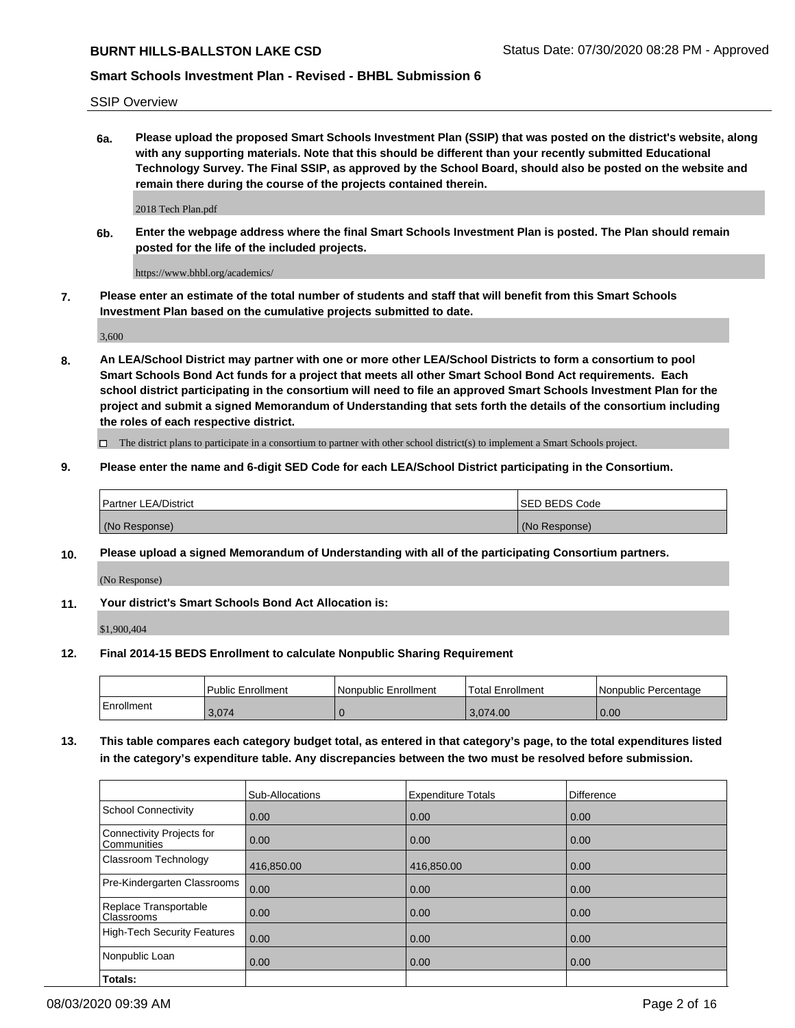SSIP Overview

**6a. Please upload the proposed Smart Schools Investment Plan (SSIP) that was posted on the district's website, along with any supporting materials. Note that this should be different than your recently submitted Educational Technology Survey. The Final SSIP, as approved by the School Board, should also be posted on the website and remain there during the course of the projects contained therein.**

2018 Tech Plan.pdf

**6b. Enter the webpage address where the final Smart Schools Investment Plan is posted. The Plan should remain posted for the life of the included projects.**

https://www.bhbl.org/academics/

**7. Please enter an estimate of the total number of students and staff that will benefit from this Smart Schools Investment Plan based on the cumulative projects submitted to date.**

3,600

**8. An LEA/School District may partner with one or more other LEA/School Districts to form a consortium to pool Smart Schools Bond Act funds for a project that meets all other Smart School Bond Act requirements. Each school district participating in the consortium will need to file an approved Smart Schools Investment Plan for the project and submit a signed Memorandum of Understanding that sets forth the details of the consortium including the roles of each respective district.**

☐ The district plans to participate in a consortium to partner with other school district(s) to implement a Smart Schools project.

**9. Please enter the name and 6-digit SED Code for each LEA/School District participating in the Consortium.**

| Partner LEA/District | SED BEDS Code |
|---|---|
| (No Response) | (No Response) |

**10. Please upload a signed Memorandum of Understanding with all of the participating Consortium partners.**

(No Response)

**11. Your district's Smart Schools Bond Act Allocation is:**

$1,900,404

**12. Final 2014-15 BEDS Enrollment to calculate Nonpublic Sharing Requirement**

| | Public Enrollment | Nonpublic Enrollment | Total Enrollment | Nonpublic Percentage |
|---|---|---|---|---|
| Enrollment | 3,074 | 0 | 3,074.00 | 0.00 |

**13. This table compares each category budget total, as entered in that category's page, to the total expenditures listed in the category's expenditure table. Any discrepancies between the two must be resolved before submission.**

| | Sub-Allocations | Expenditure Totals | Difference |
|---|---|---|---|
| School Connectivity | 0.00 | 0.00 | 0.00 |
| Connectivity Projects for Communities | 0.00 | 0.00 | 0.00 |
| Classroom Technology | 416,850.00 | 416,850.00 | 0.00 |
| Pre-Kindergarten Classrooms | 0.00 | 0.00 | 0.00 |
| Replace Transportable Classrooms | 0.00 | 0.00 | 0.00 |
| High-Tech Security Features | 0.00 | 0.00 | 0.00 |
| Nonpublic Loan | 0.00 | 0.00 | 0.00 |
| **Totals:** | | | |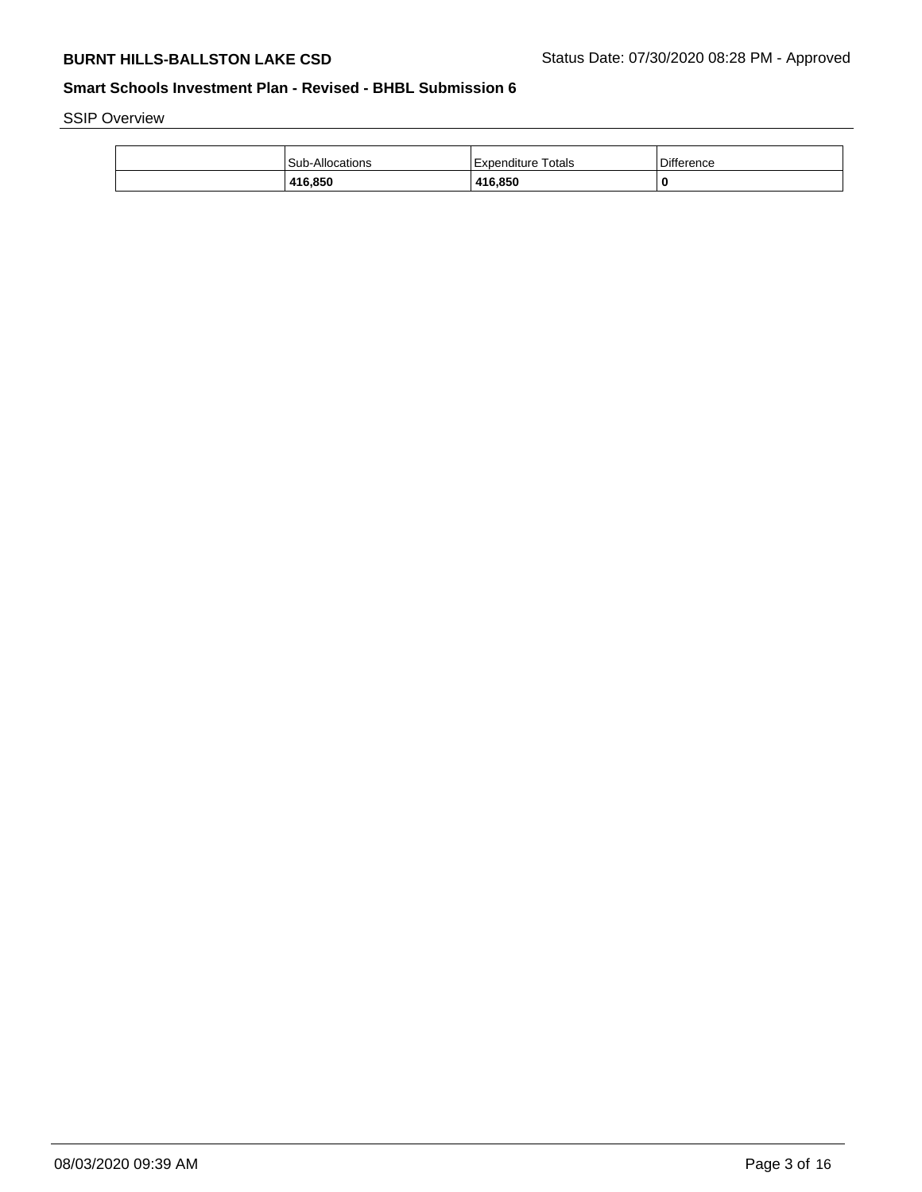SSIP Overview

| | Sub-Allocations | Expenditure Totals | Difference |
|---|---|---|---|
| | **416,850** | **416,850** | **0** |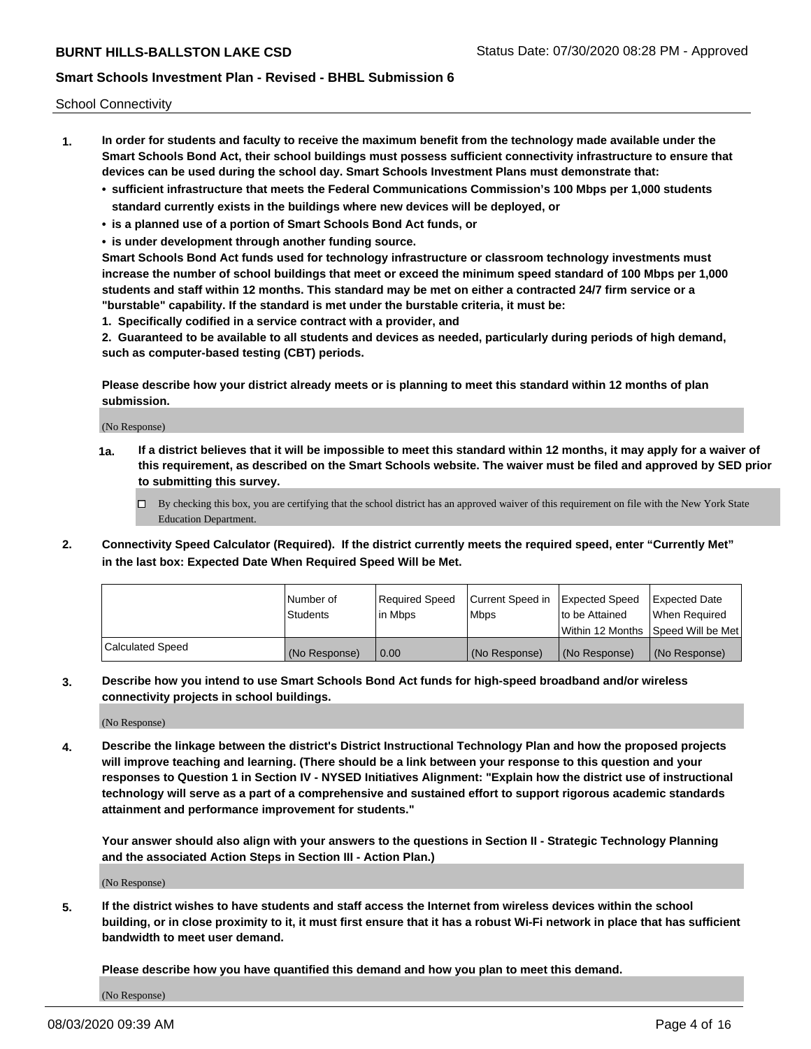School Connectivity

1. **In order for students and faculty to receive the maximum benefit from the technology made available under the Smart Schools Bond Act, their school buildings must possess sufficient connectivity infrastructure to ensure that devices can be used during the school day. Smart Schools Investment Plans must demonstrate that:**
   - **sufficient infrastructure that meets the Federal Communications Commission's 100 Mbps per 1,000 students standard currently exists in the buildings where new devices will be deployed, or**
   - **is a planned use of a portion of Smart Schools Bond Act funds, or**
   - **is under development through another funding source.**

   **Smart Schools Bond Act funds used for technology infrastructure or classroom technology investments must increase the number of school buildings that meet or exceed the minimum speed standard of 100 Mbps per 1,000 students and staff within 12 months. This standard may be met on either a contracted 24/7 firm service or a "burstable" capability. If the standard is met under the burstable criteria, it must be:**

   **1. Specifically codified in a service contract with a provider, and**

   **2. Guaranteed to be available to all students and devices as needed, particularly during periods of high demand, such as computer-based testing (CBT) periods.**

   **Please describe how your district already meets or is planning to meet this standard within 12 months of plan submission.**

   (No Response)

   **1a. If a district believes that it will be impossible to meet this standard within 12 months, it may apply for a waiver of this requirement, as described on the Smart Schools website. The waiver must be filed and approved by SED prior to submitting this survey.**

   ☐ By checking this box, you are certifying that the school district has an approved waiver of this requirement on file with the New York State Education Department.

2. **Connectivity Speed Calculator (Required). If the district currently meets the required speed, enter "Currently Met" in the last box: Expected Date When Required Speed Will be Met.**

| | Number of Students | Required Speed in Mbps | Current Speed in Mbps | Expected Speed to be Attained Within 12 Months | Expected Date When Required Speed Will be Met |
|---|---|---|---|---|---|
| Calculated Speed | (No Response) | 0.00 | (No Response) | (No Response) | (No Response) |

3. **Describe how you intend to use Smart Schools Bond Act funds for high-speed broadband and/or wireless connectivity projects in school buildings.**

   (No Response)

4. **Describe the linkage between the district's District Instructional Technology Plan and how the proposed projects will improve teaching and learning. (There should be a link between your response to this question and your responses to Question 1 in Section IV - NYSED Initiatives Alignment: "Explain how the district use of instructional technology will serve as a part of a comprehensive and sustained effort to support rigorous academic standards attainment and performance improvement for students."**

   **Your answer should also align with your answers to the questions in Section II - Strategic Technology Planning and the associated Action Steps in Section III - Action Plan.)**

   (No Response)

5. **If the district wishes to have students and staff access the Internet from wireless devices within the school building, or in close proximity to it, it must first ensure that it has a robust Wi-Fi network in place that has sufficient bandwidth to meet user demand.**

   **Please describe how you have quantified this demand and how you plan to meet this demand.**

   (No Response)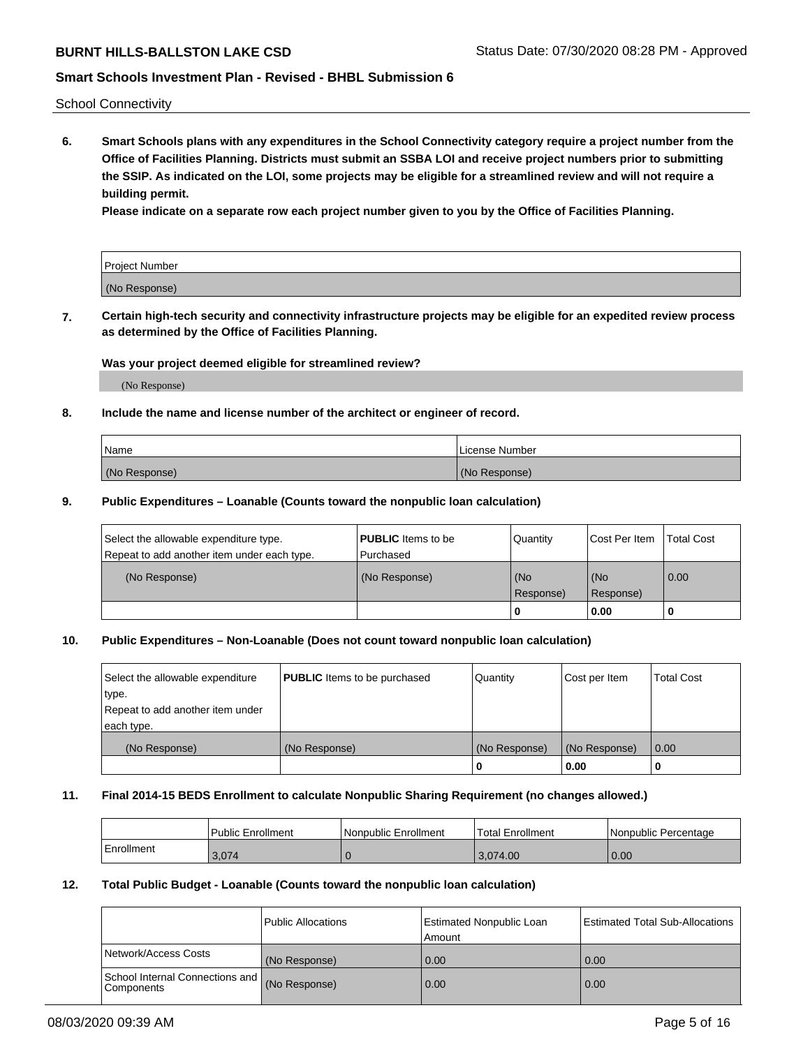School Connectivity

**6. Smart Schools plans with any expenditures in the School Connectivity category require a project number from the Office of Facilities Planning. Districts must submit an SSBA LOI and receive project numbers prior to submitting the SSIP. As indicated on the LOI, some projects may be eligible for a streamlined review and will not require a building permit.**

**Please indicate on a separate row each project number given to you by the Office of Facilities Planning.**

| Project Number |
| --- |
| (No Response) |

**7. Certain high-tech security and connectivity infrastructure projects may be eligible for an expedited review process as determined by the Office of Facilities Planning.**

**Was your project deemed eligible for streamlined review?**

(No Response)

**8. Include the name and license number of the architect or engineer of record.**

| Name | License Number |
| --- | --- |
| (No Response) | (No Response) |

**9. Public Expenditures – Loanable (Counts toward the nonpublic loan calculation)**

| Select the allowable expenditure type. Repeat to add another item under each type. | **PUBLIC** Items to be Purchased | Quantity | Cost Per Item | Total Cost |
| --- | --- | --- | --- | --- |
| (No Response) | (No Response) | (No Response) | (No Response) | 0.00 |
| | | 0 | 0.00 | 0 |

**10. Public Expenditures – Non-Loanable (Does not count toward nonpublic loan calculation)**

| Select the allowable expenditure type. Repeat to add another item under each type. | **PUBLIC** Items to be purchased | Quantity | Cost per Item | Total Cost |
| --- | --- | --- | --- | --- |
| (No Response) | (No Response) | (No Response) | (No Response) | 0.00 |
| | | 0 | 0.00 | 0 |

**11. Final 2014-15 BEDS Enrollment to calculate Nonpublic Sharing Requirement (no changes allowed.)**

| | Public Enrollment | Nonpublic Enrollment | Total Enrollment | Nonpublic Percentage |
| --- | --- | --- | --- | --- |
| Enrollment | 3,074 | 0 | 3,074.00 | 0.00 |

**12. Total Public Budget - Loanable (Counts toward the nonpublic loan calculation)**

| | Public Allocations | Estimated Nonpublic Loan Amount | Estimated Total Sub-Allocations |
| --- | --- | --- | --- |
| Network/Access Costs | (No Response) | 0.00 | 0.00 |
| School Internal Connections and Components | (No Response) | 0.00 | 0.00 |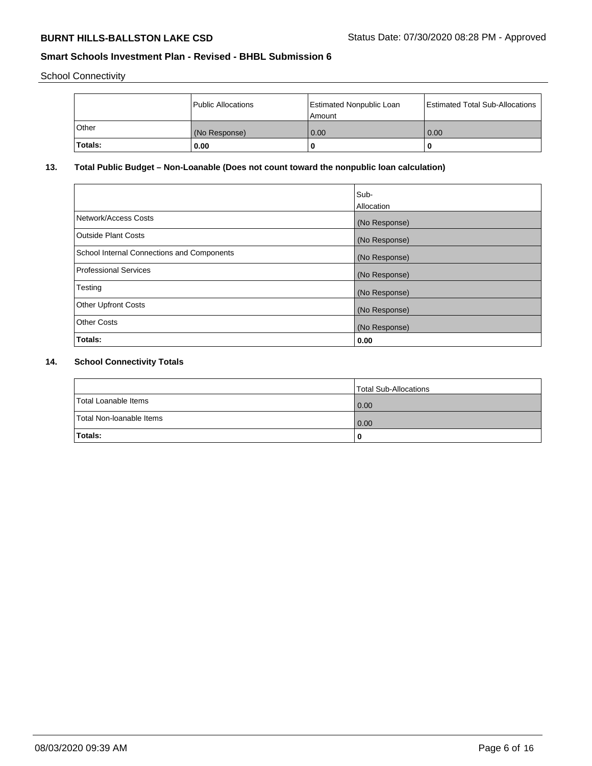School Connectivity

| | Public Allocations | Estimated Nonpublic Loan Amount | Estimated Total Sub-Allocations |
|---|---|---|---|
| Other | (No Response) | 0.00 | 0.00 |
| **Totals:** | **0.00** | **0** | **0** |

**13. Total Public Budget – Non-Loanable (Does not count toward the nonpublic loan calculation)**

| | Sub-Allocation |
|---|---|
| Network/Access Costs | (No Response) |
| Outside Plant Costs | (No Response) |
| School Internal Connections and Components | (No Response) |
| Professional Services | (No Response) |
| Testing | (No Response) |
| Other Upfront Costs | (No Response) |
| Other Costs | (No Response) |
| **Totals:** | **0.00** |

**14. School Connectivity Totals**

| | Total Sub-Allocations |
|---|---|
| Total Loanable Items | 0.00 |
| Total Non-loanable Items | 0.00 |
| **Totals:** | **0** |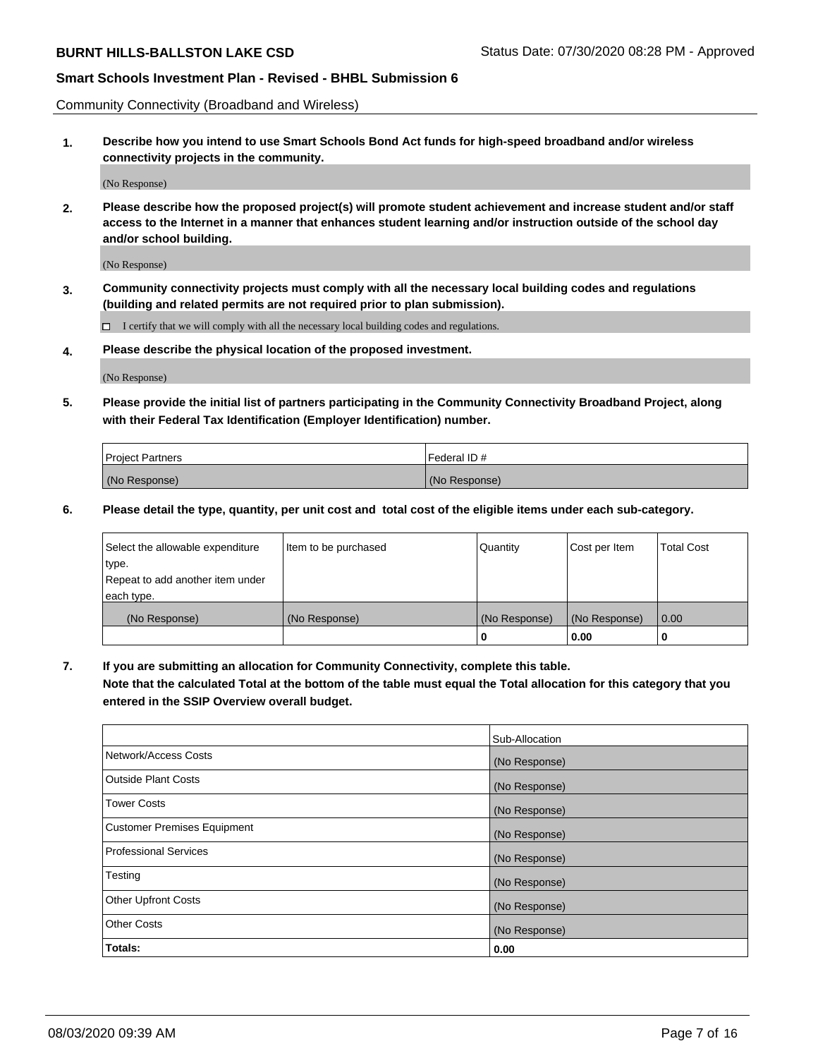Community Connectivity (Broadband and Wireless)

**1. Describe how you intend to use Smart Schools Bond Act funds for high-speed broadband and/or wireless connectivity projects in the community.**

(No Response)

**2. Please describe how the proposed project(s) will promote student achievement and increase student and/or staff access to the Internet in a manner that enhances student learning and/or instruction outside of the school day and/or school building.**

(No Response)

**3. Community connectivity projects must comply with all the necessary local building codes and regulations (building and related permits are not required prior to plan submission).**

☐ I certify that we will comply with all the necessary local building codes and regulations.

**4. Please describe the physical location of the proposed investment.**

(No Response)

**5. Please provide the initial list of partners participating in the Community Connectivity Broadband Project, along with their Federal Tax Identification (Employer Identification) number.**

| Project Partners | Federal ID # |
|---|---|
| (No Response) | (No Response) |

**6. Please detail the type, quantity, per unit cost and total cost of the eligible items under each sub-category.**

| Select the allowable expenditure type. Repeat to add another item under each type. | Item to be purchased | Quantity | Cost per Item | Total Cost |
|---|---|---|---|---|
| (No Response) | (No Response) | (No Response) | (No Response) | 0.00 |
| | | 0 | 0.00 | 0 |

**7. If you are submitting an allocation for Community Connectivity, complete this table. Note that the calculated Total at the bottom of the table must equal the Total allocation for this category that you entered in the SSIP Overview overall budget.**

| | Sub-Allocation |
|---|---|
| Network/Access Costs | (No Response) |
| Outside Plant Costs | (No Response) |
| Tower Costs | (No Response) |
| Customer Premises Equipment | (No Response) |
| Professional Services | (No Response) |
| Testing | (No Response) |
| Other Upfront Costs | (No Response) |
| Other Costs | (No Response) |
| **Totals:** | **0.00** |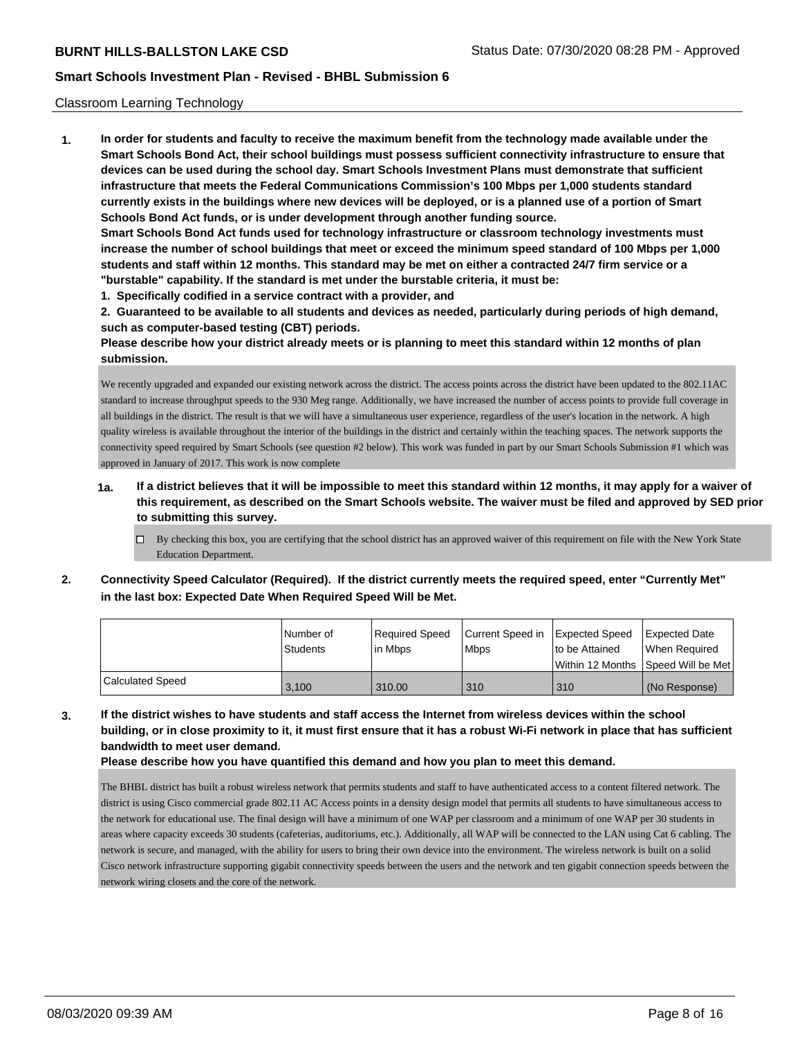Classroom Learning Technology

**1. In order for students and faculty to receive the maximum benefit from the technology made available under the Smart Schools Bond Act, their school buildings must possess sufficient connectivity infrastructure to ensure that devices can be used during the school day. Smart Schools Investment Plans must demonstrate that sufficient infrastructure that meets the Federal Communications Commission's 100 Mbps per 1,000 students standard currently exists in the buildings where new devices will be deployed, or is a planned use of a portion of Smart Schools Bond Act funds, or is under development through another funding source.**

**Smart Schools Bond Act funds used for technology infrastructure or classroom technology investments must increase the number of school buildings that meet or exceed the minimum speed standard of 100 Mbps per 1,000 students and staff within 12 months. This standard may be met on either a contracted 24/7 firm service or a "burstable" capability. If the standard is met under the burstable criteria, it must be:**

**1. Specifically codified in a service contract with a provider, and**

**2. Guaranteed to be available to all students and devices as needed, particularly during periods of high demand, such as computer-based testing (CBT) periods.**

**Please describe how your district already meets or is planning to meet this standard within 12 months of plan submission.**

We recently upgraded and expanded our existing network across the district. The access points across the district have been updated to the 802.11AC standard to increase throughput speeds to the 930 Meg range. Additionally, we have increased the number of access points to provide full coverage in all buildings in the district. The result is that we will have a simultaneous user experience, regardless of the user's location in the network. A high quality wireless is available throughout the interior of the buildings in the district and certainly within the teaching spaces. The network supports the connectivity speed required by Smart Schools (see question #2 below). This work was funded in part by our Smart Schools Submission #1 which was approved in January of 2017. This work is now complete

**1a. If a district believes that it will be impossible to meet this standard within 12 months, it may apply for a waiver of this requirement, as described on the Smart Schools website. The waiver must be filed and approved by SED prior to submitting this survey.**

☐ By checking this box, you are certifying that the school district has an approved waiver of this requirement on file with the New York State Education Department.

**2. Connectivity Speed Calculator (Required). If the district currently meets the required speed, enter "Currently Met" in the last box: Expected Date When Required Speed Will be Met.**

| | Number of Students | Required Speed in Mbps | Current Speed in Mbps | Expected Speed to be Attained Within 12 Months | Expected Date When Required Speed Will be Met |
|---|---|---|---|---|---|
| Calculated Speed | 3,100 | 310.00 | 310 | 310 | (No Response) |

**3. If the district wishes to have students and staff access the Internet from wireless devices within the school building, or in close proximity to it, it must first ensure that it has a robust Wi-Fi network in place that has sufficient bandwidth to meet user demand.**

**Please describe how you have quantified this demand and how you plan to meet this demand.**

The BHBL district has built a robust wireless network that permits students and staff to have authenticated access to a content filtered network. The district is using Cisco commercial grade 802.11 AC Access points in a density design model that permits all students to have simultaneous access to the network for educational use. The final design will have a minimum of one WAP per classroom and a minimum of one WAP per 30 students in areas where capacity exceeds 30 students (cafeterias, auditoriums, etc.). Additionally, all WAP will be connected to the LAN using Cat 6 cabling. The network is secure, and managed, with the ability for users to bring their own device into the environment. The wireless network is built on a solid Cisco network infrastructure supporting gigabit connectivity speeds between the users and the network and ten gigabit connection speeds between the network wiring closets and the core of the network.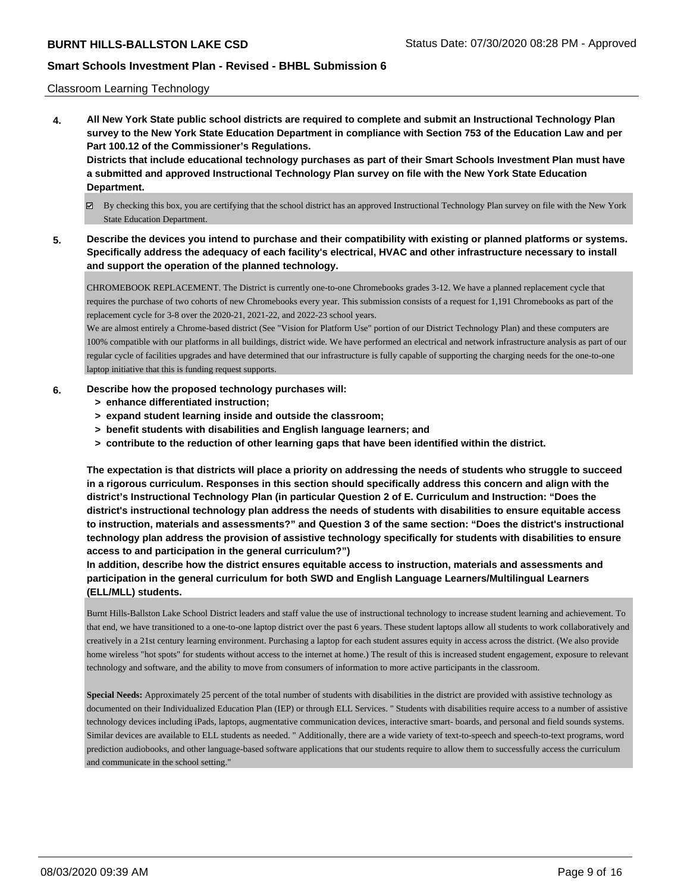Classroom Learning Technology

**4. All New York State public school districts are required to complete and submit an Instructional Technology Plan survey to the New York State Education Department in compliance with Section 753 of the Education Law and per Part 100.12 of the Commissioner's Regulations.**

**Districts that include educational technology purchases as part of their Smart Schools Investment Plan must have a submitted and approved Instructional Technology Plan survey on file with the New York State Education Department.**

☑ By checking this box, you are certifying that the school district has an approved Instructional Technology Plan survey on file with the New York State Education Department.

**5. Describe the devices you intend to purchase and their compatibility with existing or planned platforms or systems. Specifically address the adequacy of each facility's electrical, HVAC and other infrastructure necessary to install and support the operation of the planned technology.**

CHROMEBOOK REPLACEMENT. The District is currently one-to-one Chromebooks grades 3-12. We have a planned replacement cycle that requires the purchase of two cohorts of new Chromebooks every year. This submission consists of a request for 1,191 Chromebooks as part of the replacement cycle for 3-8 over the 2020-21, 2021-22, and 2022-23 school years.

We are almost entirely a Chrome-based district (See "Vision for Platform Use" portion of our District Technology Plan) and these computers are 100% compatible with our platforms in all buildings, district wide. We have performed an electrical and network infrastructure analysis as part of our regular cycle of facilities upgrades and have determined that our infrastructure is fully capable of supporting the charging needs for the one-to-one laptop initiative that this is funding request supports.

**6. Describe how the proposed technology purchases will:**

- **> enhance differentiated instruction;**
- **> expand student learning inside and outside the classroom;**
- **> benefit students with disabilities and English language learners; and**
- **> contribute to the reduction of other learning gaps that have been identified within the district.**

**The expectation is that districts will place a priority on addressing the needs of students who struggle to succeed in a rigorous curriculum. Responses in this section should specifically address this concern and align with the district's Instructional Technology Plan (in particular Question 2 of E. Curriculum and Instruction: "Does the district's instructional technology plan address the needs of students with disabilities to ensure equitable access to instruction, materials and assessments?" and Question 3 of the same section: "Does the district's instructional technology plan address the provision of assistive technology specifically for students with disabilities to ensure access to and participation in the general curriculum?")**

**In addition, describe how the district ensures equitable access to instruction, materials and assessments and participation in the general curriculum for both SWD and English Language Learners/Multilingual Learners (ELL/MLL) students.**

Burnt Hills-Ballston Lake School District leaders and staff value the use of instructional technology to increase student learning and achievement. To that end, we have transitioned to a one-to-one laptop district over the past 6 years. These student laptops allow all students to work collaboratively and creatively in a 21st century learning environment. Purchasing a laptop for each student assures equity in access across the district. (We also provide home wireless "hot spots" for students without access to the internet at home.) The result of this is increased student engagement, exposure to relevant technology and software, and the ability to move from consumers of information to more active participants in the classroom.

**Special Needs:** Approximately 25 percent of the total number of students with disabilities in the district are provided with assistive technology as documented on their Individualized Education Plan (IEP) or through ELL Services. " Students with disabilities require access to a number of assistive technology devices including iPads, laptops, augmentative communication devices, interactive smart- boards, and personal and field sounds systems. Similar devices are available to ELL students as needed. " Additionally, there are a wide variety of text-to-speech and speech-to-text programs, word prediction audiobooks, and other language-based software applications that our students require to allow them to successfully access the curriculum and communicate in the school setting."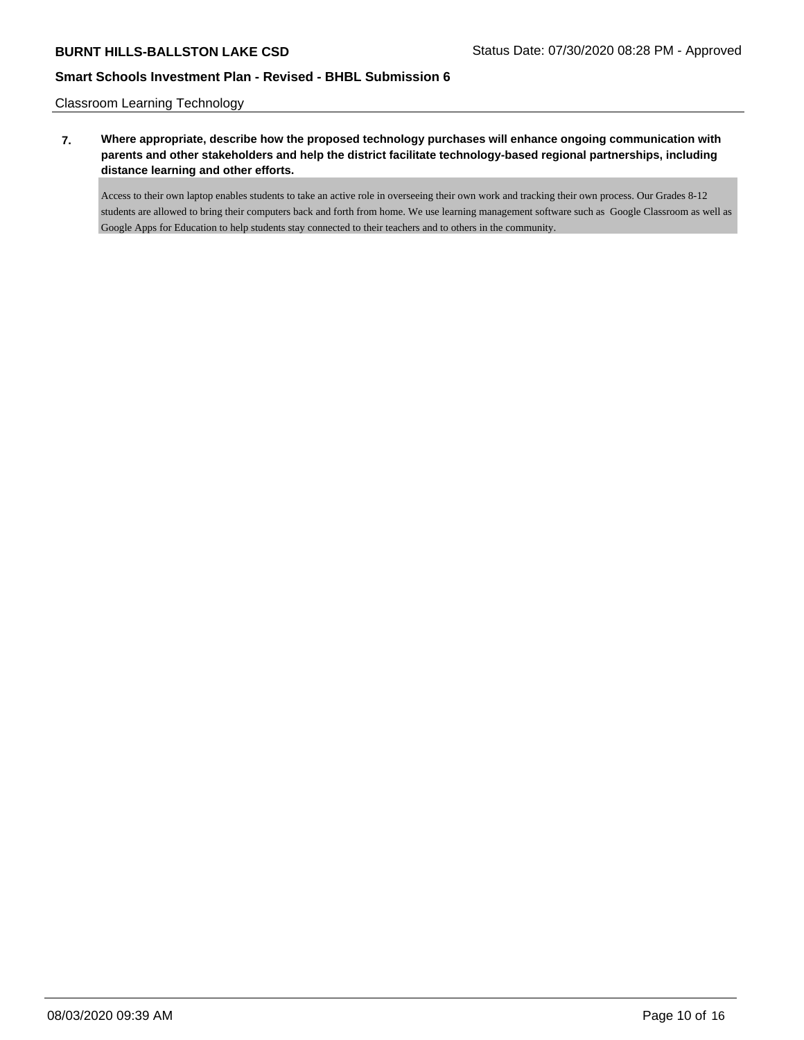Classroom Learning Technology

**7. Where appropriate, describe how the proposed technology purchases will enhance ongoing communication with parents and other stakeholders and help the district facilitate technology-based regional partnerships, including distance learning and other efforts.**

Access to their own laptop enables students to take an active role in overseeing their own work and tracking their own process. Our Grades 8-12 students are allowed to bring their computers back and forth from home. We use learning management software such as Google Classroom as well as Google Apps for Education to help students stay connected to their teachers and to others in the community.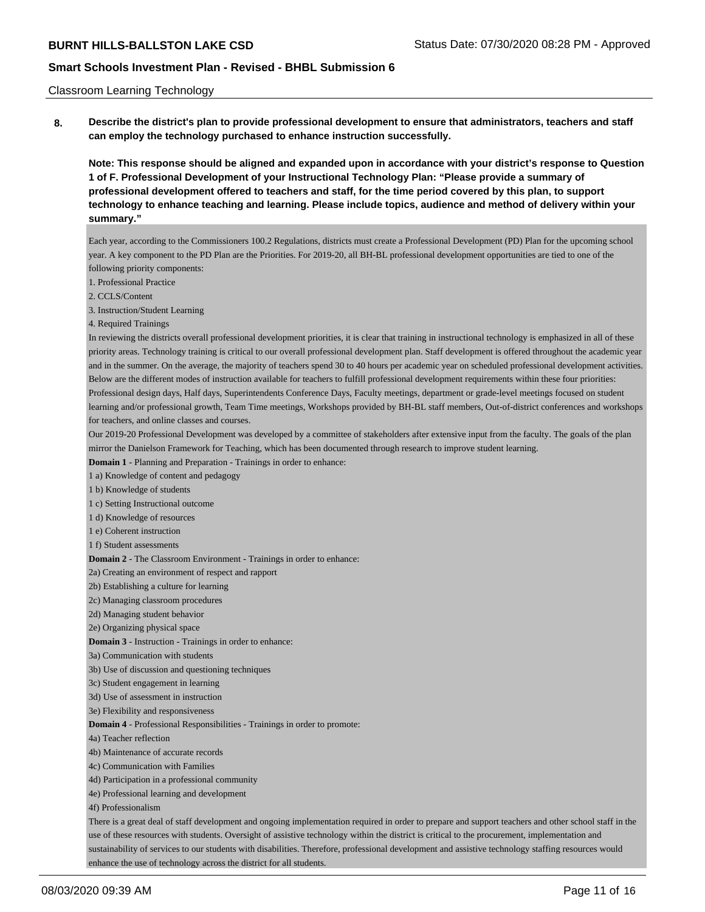Classroom Learning Technology

**8. Describe the district's plan to provide professional development to ensure that administrators, teachers and staff can employ the technology purchased to enhance instruction successfully.**

**Note: This response should be aligned and expanded upon in accordance with your district's response to Question 1 of F. Professional Development of your Instructional Technology Plan: "Please provide a summary of professional development offered to teachers and staff, for the time period covered by this plan, to support technology to enhance teaching and learning. Please include topics, audience and method of delivery within your summary."**

Each year, according to the Commissioners 100.2 Regulations, districts must create a Professional Development (PD) Plan for the upcoming school year. A key component to the PD Plan are the Priorities. For 2019-20, all BH-BL professional development opportunities are tied to one of the following priority components:

1. Professional Practice
2. CCLS/Content
3. Instruction/Student Learning
4. Required Trainings

In reviewing the districts overall professional development priorities, it is clear that training in instructional technology is emphasized in all of these priority areas. Technology training is critical to our overall professional development plan. Staff development is offered throughout the academic year and in the summer. On the average, the majority of teachers spend 30 to 40 hours per academic year on scheduled professional development activities. Below are the different modes of instruction available for teachers to fulfill professional development requirements within these four priorities: Professional design days, Half days, Superintendents Conference Days, Faculty meetings, department or grade-level meetings focused on student learning and/or professional growth, Team Time meetings, Workshops provided by BH-BL staff members, Out-of-district conferences and workshops for teachers, and online classes and courses.

Our 2019-20 Professional Development was developed by a committee of stakeholders after extensive input from the faculty. The goals of the plan mirror the Danielson Framework for Teaching, which has been documented through research to improve student learning.

**Domain 1** - Planning and Preparation - Trainings in order to enhance:

1 a) Knowledge of content and pedagogy
1 b) Knowledge of students
1 c) Setting Instructional outcome
1 d) Knowledge of resources
1 e) Coherent instruction
1 f) Student assessments

**Domain 2** - The Classroom Environment - Trainings in order to enhance:

2a) Creating an environment of respect and rapport
2b) Establishing a culture for learning
2c) Managing classroom procedures
2d) Managing student behavior
2e) Organizing physical space

**Domain 3** - Instruction - Trainings in order to enhance:

3a) Communication with students
3b) Use of discussion and questioning techniques
3c) Student engagement in learning
3d) Use of assessment in instruction
3e) Flexibility and responsiveness

**Domain 4** - Professional Responsibilities - Trainings in order to promote:

4a) Teacher reflection
4b) Maintenance of accurate records
4c) Communication with Families
4d) Participation in a professional community
4e) Professional learning and development
4f) Professionalism

There is a great deal of staff development and ongoing implementation required in order to prepare and support teachers and other school staff in the use of these resources with students. Oversight of assistive technology within the district is critical to the procurement, implementation and sustainability of services to our students with disabilities. Therefore, professional development and assistive technology staffing resources would enhance the use of technology across the district for all students.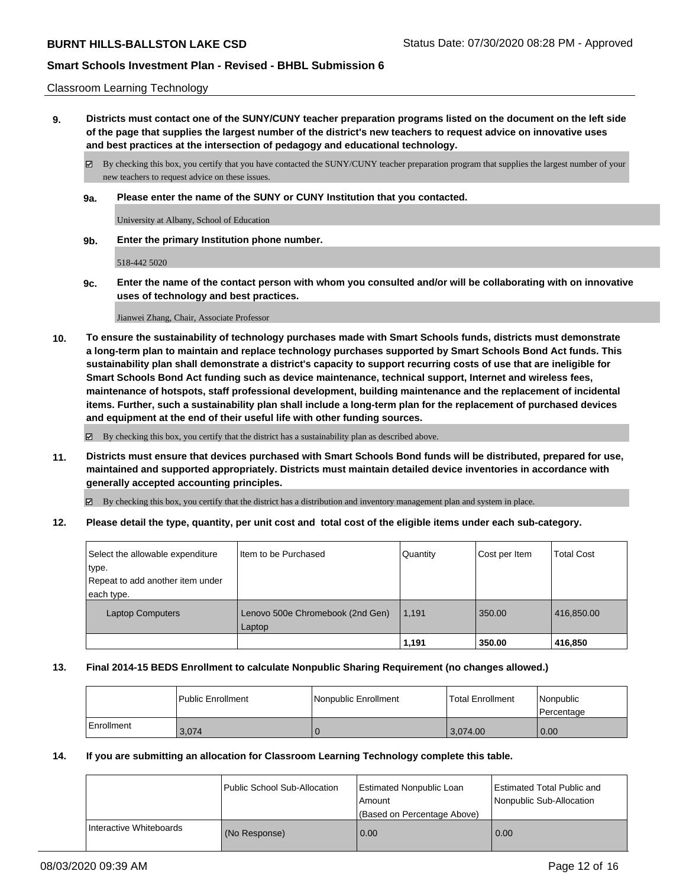Classroom Learning Technology

**9. Districts must contact one of the SUNY/CUNY teacher preparation programs listed on the document on the left side of the page that supplies the largest number of the district's new teachers to request advice on innovative uses and best practices at the intersection of pedagogy and educational technology.**

☑ By checking this box, you certify that you have contacted the SUNY/CUNY teacher preparation program that supplies the largest number of your new teachers to request advice on these issues.

**9a. Please enter the name of the SUNY or CUNY Institution that you contacted.**

University at Albany, School of Education

**9b. Enter the primary Institution phone number.**

518-442 5020

**9c. Enter the name of the contact person with whom you consulted and/or will be collaborating with on innovative uses of technology and best practices.**

Jianwei Zhang, Chair, Associate Professor

**10. To ensure the sustainability of technology purchases made with Smart Schools funds, districts must demonstrate a long-term plan to maintain and replace technology purchases supported by Smart Schools Bond Act funds. This sustainability plan shall demonstrate a district's capacity to support recurring costs of use that are ineligible for Smart Schools Bond Act funding such as device maintenance, technical support, Internet and wireless fees, maintenance of hotspots, staff professional development, building maintenance and the replacement of incidental items. Further, such a sustainability plan shall include a long-term plan for the replacement of purchased devices and equipment at the end of their useful life with other funding sources.**

☑ By checking this box, you certify that the district has a sustainability plan as described above.

**11. Districts must ensure that devices purchased with Smart Schools Bond funds will be distributed, prepared for use, maintained and supported appropriately. Districts must maintain detailed device inventories in accordance with generally accepted accounting principles.**

☑ By checking this box, you certify that the district has a distribution and inventory management plan and system in place.

**12. Please detail the type, quantity, per unit cost and total cost of the eligible items under each sub-category.**

| Select the allowable expenditure type. Repeat to add another item under each type. | Item to be Purchased | Quantity | Cost per Item | Total Cost |
|---|---|---|---|---|
| Laptop Computers | Lenovo 500e Chromebook (2nd Gen) Laptop | 1,191 | 350.00 | 416,850.00 |
| | | **1,191** | **350.00** | **416,850** |

**13. Final 2014-15 BEDS Enrollment to calculate Nonpublic Sharing Requirement (no changes allowed.)**

| | Public Enrollment | Nonpublic Enrollment | Total Enrollment | Nonpublic Percentage |
|---|---|---|---|---|
| Enrollment | 3,074 | 0 | 3,074.00 | 0.00 |

**14. If you are submitting an allocation for Classroom Learning Technology complete this table.**

| | Public School Sub-Allocation | Estimated Nonpublic Loan Amount (Based on Percentage Above) | Estimated Total Public and Nonpublic Sub-Allocation |
|---|---|---|---|
| Interactive Whiteboards | (No Response) | 0.00 | 0.00 |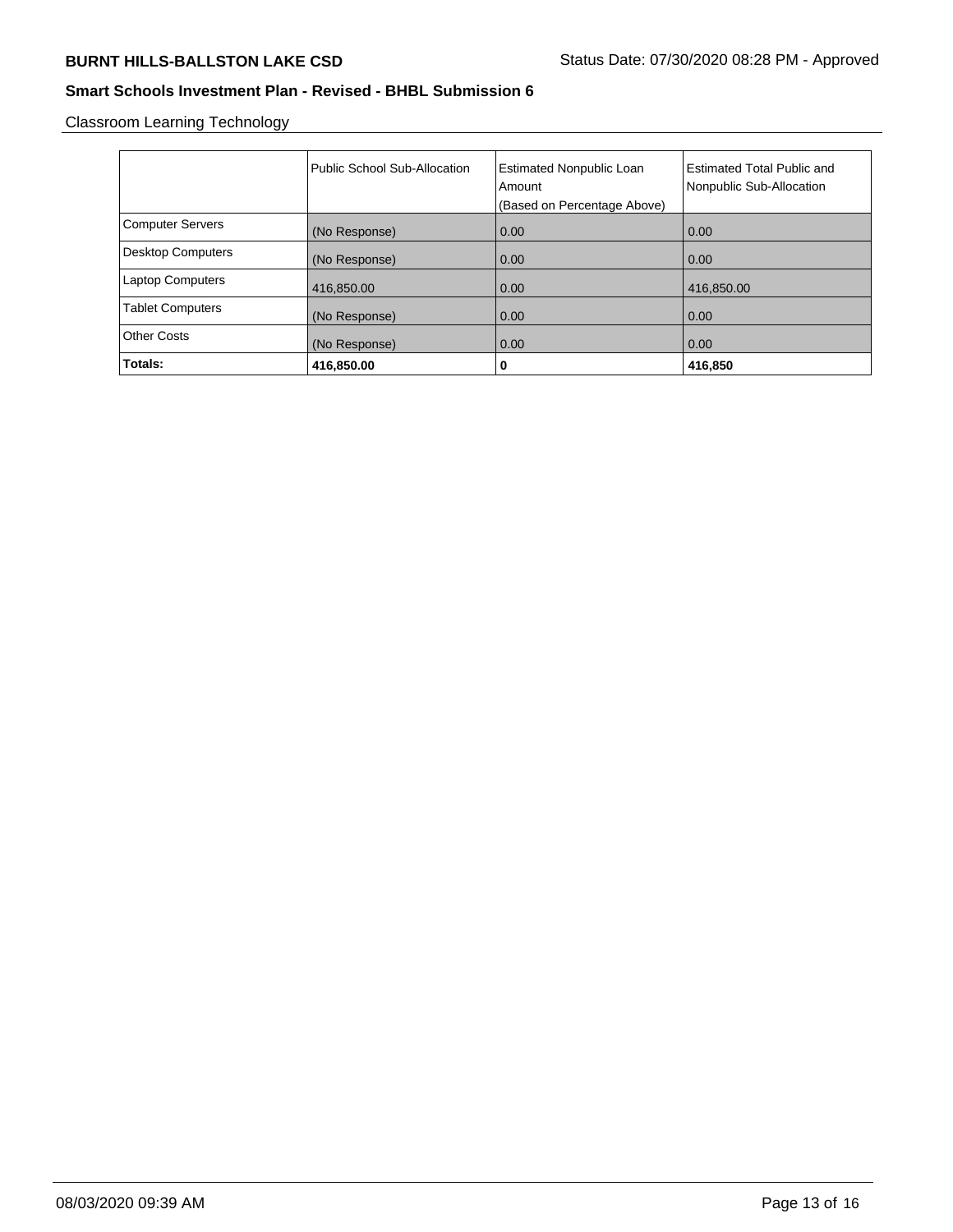Classroom Learning Technology

| | Public School Sub-Allocation | Estimated Nonpublic Loan Amount (Based on Percentage Above) | Estimated Total Public and Nonpublic Sub-Allocation |
|---|---|---|---|
| Computer Servers | (No Response) | 0.00 | 0.00 |
| Desktop Computers | (No Response) | 0.00 | 0.00 |
| Laptop Computers | 416,850.00 | 0.00 | 416,850.00 |
| Tablet Computers | (No Response) | 0.00 | 0.00 |
| Other Costs | (No Response) | 0.00 | 0.00 |
| **Totals:** | **416,850.00** | **0** | **416,850** |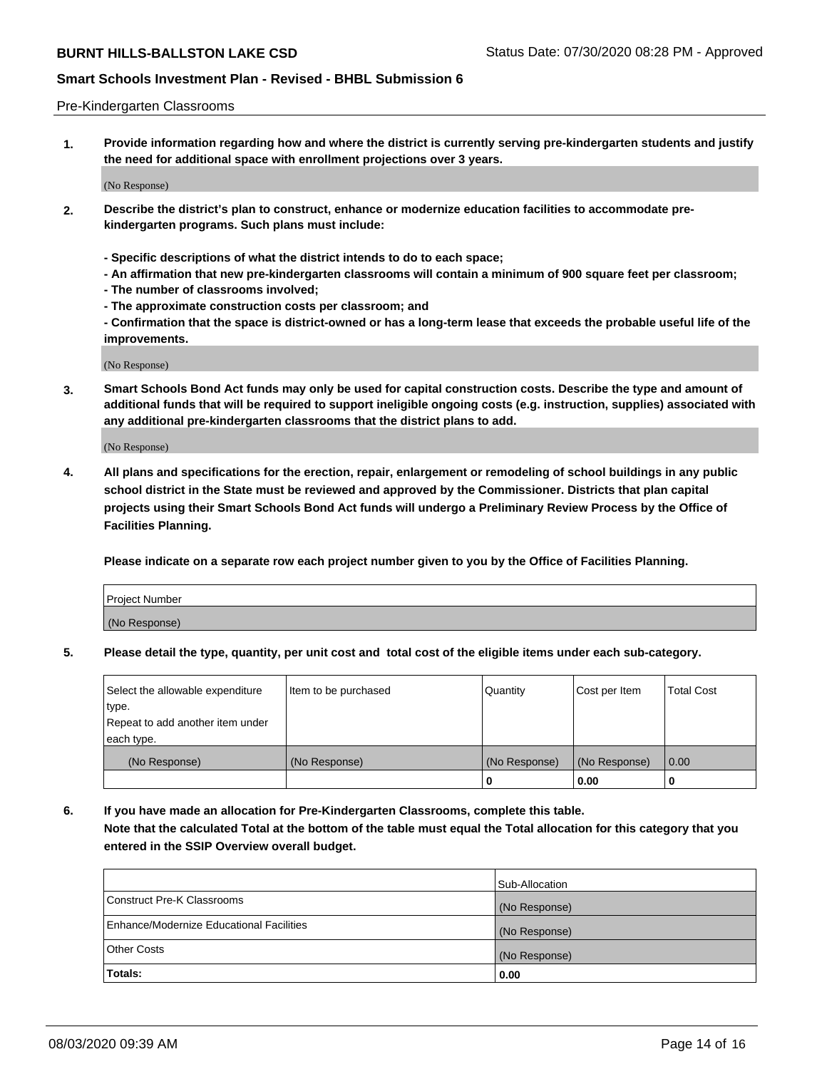Pre-Kindergarten Classrooms

**1. Provide information regarding how and where the district is currently serving pre-kindergarten students and justify the need for additional space with enrollment projections over 3 years.**

(No Response)

**2. Describe the district's plan to construct, enhance or modernize education facilities to accommodate pre-kindergarten programs. Such plans must include:**

**- Specific descriptions of what the district intends to do to each space;**
**- An affirmation that new pre-kindergarten classrooms will contain a minimum of 900 square feet per classroom;**
**- The number of classrooms involved;**
**- The approximate construction costs per classroom; and**
**- Confirmation that the space is district-owned or has a long-term lease that exceeds the probable useful life of the improvements.**

(No Response)

**3. Smart Schools Bond Act funds may only be used for capital construction costs. Describe the type and amount of additional funds that will be required to support ineligible ongoing costs (e.g. instruction, supplies) associated with any additional pre-kindergarten classrooms that the district plans to add.**

(No Response)

**4. All plans and specifications for the erection, repair, enlargement or remodeling of school buildings in any public school district in the State must be reviewed and approved by the Commissioner. Districts that plan capital projects using their Smart Schools Bond Act funds will undergo a Preliminary Review Process by the Office of Facilities Planning.**

**Please indicate on a separate row each project number given to you by the Office of Facilities Planning.**

| Project Number |
|---|
| (No Response) |

**5. Please detail the type, quantity, per unit cost and total cost of the eligible items under each sub-category.**

| Select the allowable expenditure type. Repeat to add another item under each type. | Item to be purchased | Quantity | Cost per Item | Total Cost |
|---|---|---|---|---|
| (No Response) | (No Response) | (No Response) | (No Response) | 0.00 |
| | | 0 | 0.00 | 0 |

**6. If you have made an allocation for Pre-Kindergarten Classrooms, complete this table.**
**Note that the calculated Total at the bottom of the table must equal the Total allocation for this category that you entered in the SSIP Overview overall budget.**

| | Sub-Allocation |
|---|---|
| Construct Pre-K Classrooms | (No Response) |
| Enhance/Modernize Educational Facilities | (No Response) |
| Other Costs | (No Response) |
| **Totals:** | **0.00** |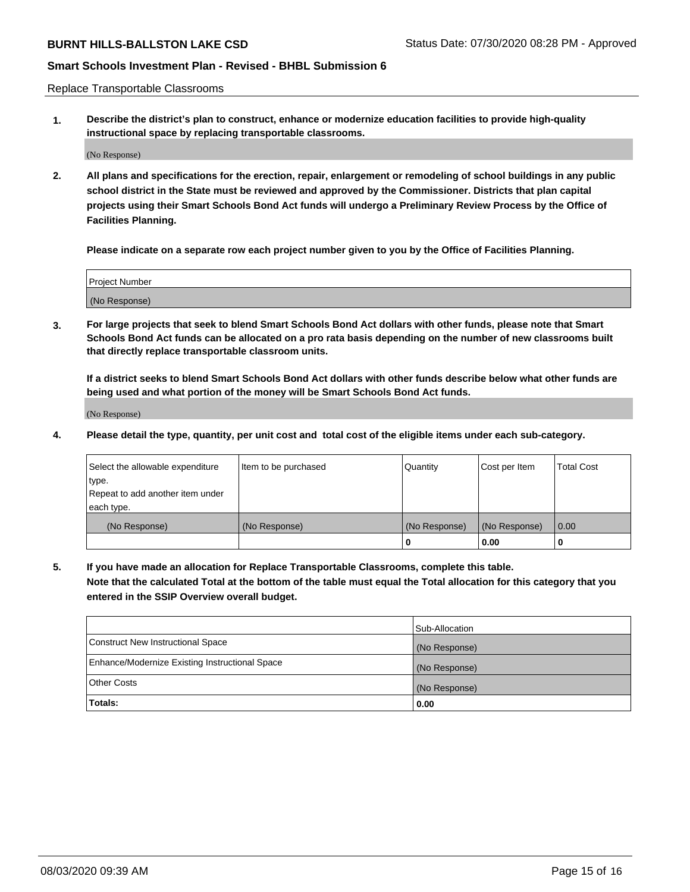Replace Transportable Classrooms

1. **Describe the district's plan to construct, enhance or modernize education facilities to provide high-quality instructional space by replacing transportable classrooms.**

(No Response)

2. **All plans and specifications for the erection, repair, enlargement or remodeling of school buildings in any public school district in the State must be reviewed and approved by the Commissioner. Districts that plan capital projects using their Smart Schools Bond Act funds will undergo a Preliminary Review Process by the Office of Facilities Planning.**

**Please indicate on a separate row each project number given to you by the Office of Facilities Planning.**

| Project Number |
|---|
| (No Response) |

3. **For large projects that seek to blend Smart Schools Bond Act dollars with other funds, please note that Smart Schools Bond Act funds can be allocated on a pro rata basis depending on the number of new classrooms built that directly replace transportable classroom units.**

**If a district seeks to blend Smart Schools Bond Act dollars with other funds describe below what other funds are being used and what portion of the money will be Smart Schools Bond Act funds.**

(No Response)

4. **Please detail the type, quantity, per unit cost and total cost of the eligible items under each sub-category.**

| Select the allowable expenditure type. Repeat to add another item under each type. | Item to be purchased | Quantity | Cost per Item | Total Cost |
|---|---|---|---|---|
| (No Response) | (No Response) | (No Response) | (No Response) | 0.00 |
| | | 0 | 0.00 | 0 |

5. **If you have made an allocation for Replace Transportable Classrooms, complete this table. Note that the calculated Total at the bottom of the table must equal the Total allocation for this category that you entered in the SSIP Overview overall budget.**

| | Sub-Allocation |
|---|---|
| Construct New Instructional Space | (No Response) |
| Enhance/Modernize Existing Instructional Space | (No Response) |
| Other Costs | (No Response) |
| **Totals:** | **0.00** |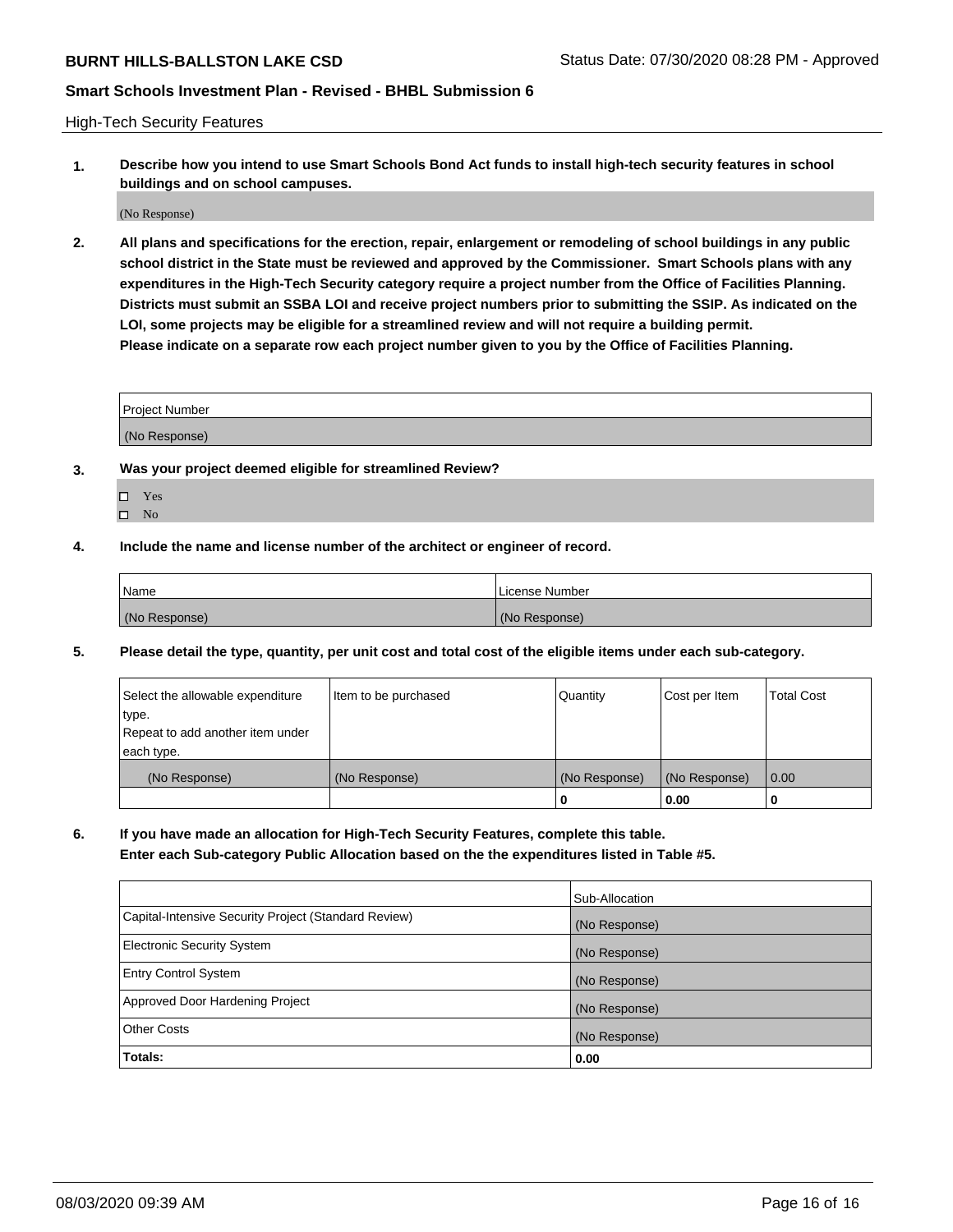High-Tech Security Features

**1. Describe how you intend to use Smart Schools Bond Act funds to install high-tech security features in school buildings and on school campuses.**

(No Response)

**2. All plans and specifications for the erection, repair, enlargement or remodeling of school buildings in any public school district in the State must be reviewed and approved by the Commissioner. Smart Schools plans with any expenditures in the High-Tech Security category require a project number from the Office of Facilities Planning. Districts must submit an SSBA LOI and receive project numbers prior to submitting the SSIP. As indicated on the LOI, some projects may be eligible for a streamlined review and will not require a building permit. Please indicate on a separate row each project number given to you by the Office of Facilities Planning.**

| Project Number |
| --- |
| (No Response) |

**3. Was your project deemed eligible for streamlined Review?**

- ☐ Yes
- ☐ No

**4. Include the name and license number of the architect or engineer of record.**

| Name | License Number |
| --- | --- |
| (No Response) | (No Response) |

**5. Please detail the type, quantity, per unit cost and total cost of the eligible items under each sub-category.**

| Select the allowable expenditure type. Repeat to add another item under each type. | Item to be purchased | Quantity | Cost per Item | Total Cost |
| --- | --- | --- | --- | --- |
| (No Response) | (No Response) | (No Response) | (No Response) | 0.00 |
| | | 0 | 0.00 | 0 |

**6. If you have made an allocation for High-Tech Security Features, complete this table. Enter each Sub-category Public Allocation based on the the expenditures listed in Table #5.**

| | Sub-Allocation |
| --- | --- |
| Capital-Intensive Security Project (Standard Review) | (No Response) |
| Electronic Security System | (No Response) |
| Entry Control System | (No Response) |
| Approved Door Hardening Project | (No Response) |
| Other Costs | (No Response) |
| **Totals:** | **0.00** |